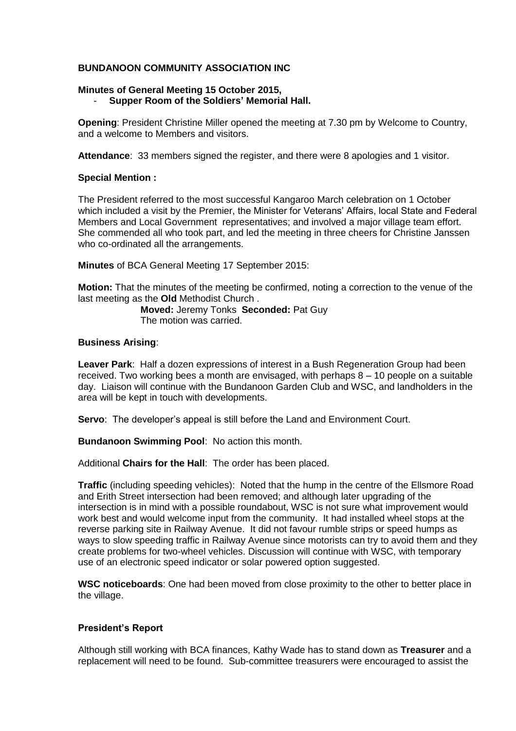**BUNDANOON COMMUNITY ASSOCIATION INC**

**Minutes of General Meeting 15 October 2015,**
- **Supper Room of the Soldiers' Memorial Hall.**

**Opening**: President Christine Miller opened the meeting at 7.30 pm by Welcome to Country, and a welcome to Members and visitors.

**Attendance**: 33 members signed the register, and there were 8 apologies and 1 visitor.

**Special Mention :**

The President referred to the most successful Kangaroo March celebration on 1 October which included a visit by the Premier, the Minister for Veterans' Affairs, local State and Federal Members and Local Government representatives; and involved a major village team effort. She commended all who took part, and led the meeting in three cheers for Christine Janssen who co-ordinated all the arrangements.

**Minutes** of BCA General Meeting 17 September 2015:

**Motion:** That the minutes of the meeting be confirmed, noting a correction to the venue of the last meeting as the **Old** Methodist Church .

**Moved:** Jeremy Tonks **Seconded:** Pat Guy
The motion was carried.

**Business Arising**:

**Leaver Park**: Half a dozen expressions of interest in a Bush Regeneration Group had been received. Two working bees a month are envisaged, with perhaps 8 – 10 people on a suitable day. Liaison will continue with the Bundanoon Garden Club and WSC, and landholders in the area will be kept in touch with developments.

**Servo**: The developer's appeal is still before the Land and Environment Court.

**Bundanoon Swimming Pool**: No action this month.

Additional **Chairs for the Hall**: The order has been placed.

**Traffic** (including speeding vehicles): Noted that the hump in the centre of the Ellsmore Road and Erith Street intersection had been removed; and although later upgrading of the intersection is in mind with a possible roundabout, WSC is not sure what improvement would work best and would welcome input from the community. It had installed wheel stops at the reverse parking site in Railway Avenue. It did not favour rumble strips or speed humps as ways to slow speeding traffic in Railway Avenue since motorists can try to avoid them and they create problems for two-wheel vehicles. Discussion will continue with WSC, with temporary use of an electronic speed indicator or solar powered option suggested.

**WSC noticeboards**: One had been moved from close proximity to the other to better place in the village.

**President's Report**

Although still working with BCA finances, Kathy Wade has to stand down as **Treasurer** and a replacement will need to be found. Sub-committee treasurers were encouraged to assist the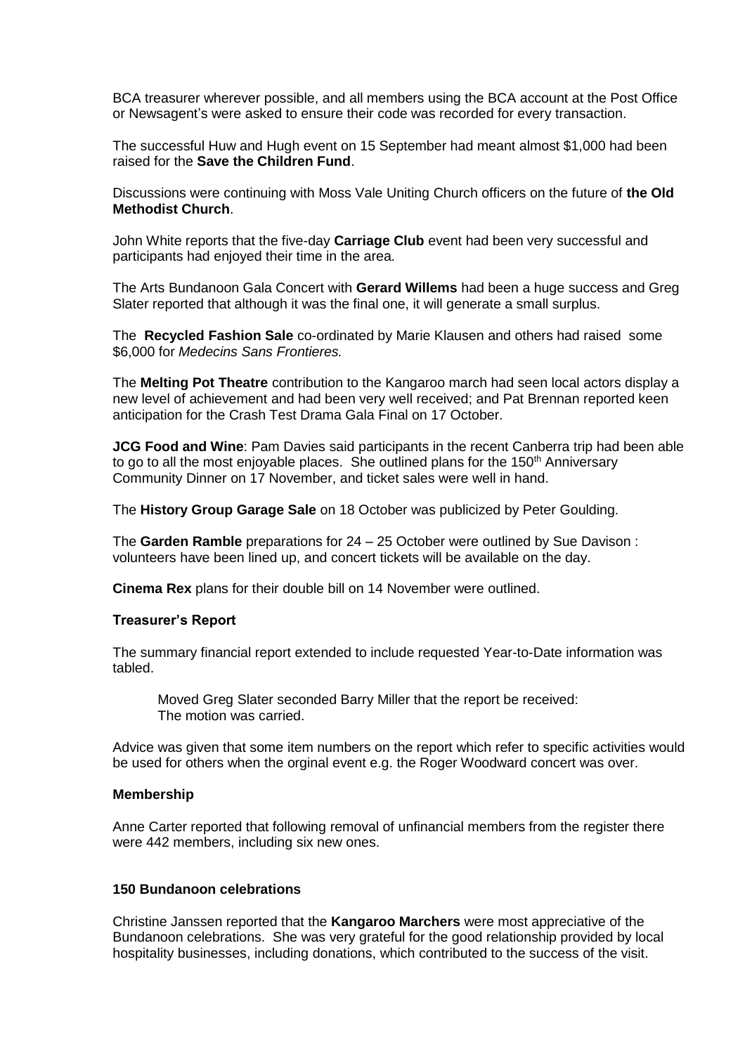BCA treasurer wherever possible, and all members using the BCA account at the Post Office or Newsagent's were asked to ensure their code was recorded for every transaction.

The successful Huw and Hugh event on 15 September had meant almost $1,000 had been raised for the **Save the Children Fund**.

Discussions were continuing with Moss Vale Uniting Church officers on the future of **the Old Methodist Church**.

John White reports that the five-day **Carriage Club** event had been very successful and participants had enjoyed their time in the area.

The Arts Bundanoon Gala Concert with **Gerard Willems** had been a huge success and Greg Slater reported that although it was the final one, it will generate a small surplus.

The **Recycled Fashion Sale** co-ordinated by Marie Klausen and others had raised some $6,000 for *Medecins Sans Frontieres.*

The **Melting Pot Theatre** contribution to the Kangaroo march had seen local actors display a new level of achievement and had been very well received; and Pat Brennan reported keen anticipation for the Crash Test Drama Gala Final on 17 October.

**JCG Food and Wine**: Pam Davies said participants in the recent Canberra trip had been able to go to all the most enjoyable places. She outlined plans for the 150th Anniversary Community Dinner on 17 November, and ticket sales were well in hand.

The **History Group Garage Sale** on 18 October was publicized by Peter Goulding.

The **Garden Ramble** preparations for 24 – 25 October were outlined by Sue Davison : volunteers have been lined up, and concert tickets will be available on the day.

**Cinema Rex** plans for their double bill on 14 November were outlined.

**Treasurer's Report**

The summary financial report extended to include requested Year-to-Date information was tabled.

> Moved Greg Slater seconded Barry Miller that the report be received:
> The motion was carried.

Advice was given that some item numbers on the report which refer to specific activities would be used for others when the orginal event e.g. the Roger Woodward concert was over.

**Membership**

Anne Carter reported that following removal of unfinancial members from the register there were 442 members, including six new ones.

**150 Bundanoon celebrations**

Christine Janssen reported that the **Kangaroo Marchers** were most appreciative of the Bundanoon celebrations. She was very grateful for the good relationship provided by local hospitality businesses, including donations, which contributed to the success of the visit.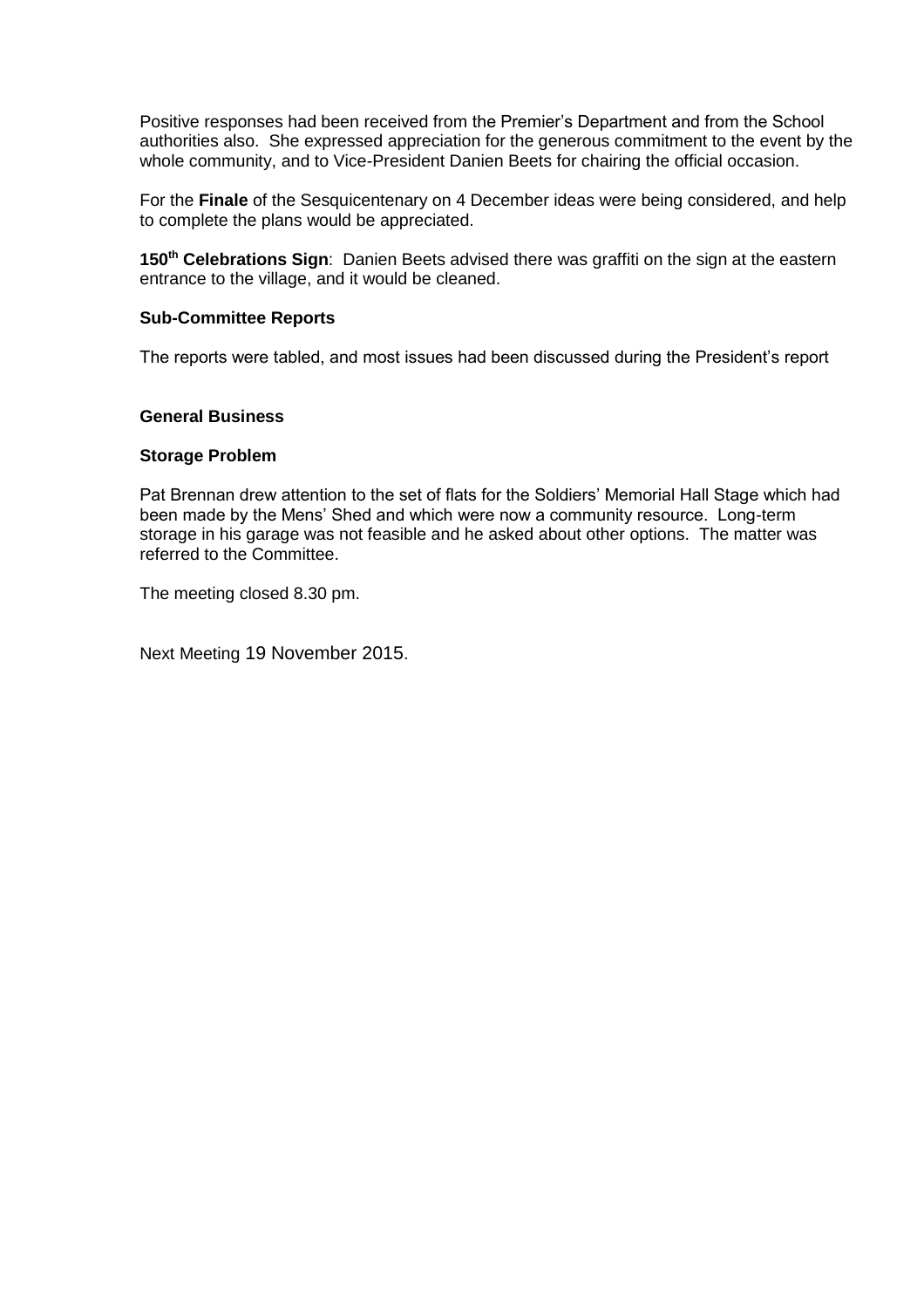Positive responses had been received from the Premier's Department and from the School authorities also. She expressed appreciation for the generous commitment to the event by the whole community, and to Vice-President Danien Beets for chairing the official occasion.

For the **Finale** of the Sesquicentenary on 4 December ideas were being considered, and help to complete the plans would be appreciated.

**150th Celebrations Sign**: Danien Beets advised there was graffiti on the sign at the eastern entrance to the village, and it would be cleaned.

**Sub-Committee Reports**

The reports were tabled, and most issues had been discussed during the President's report

**General Business**

**Storage Problem**

Pat Brennan drew attention to the set of flats for the Soldiers' Memorial Hall Stage which had been made by the Mens' Shed and which were now a community resource. Long-term storage in his garage was not feasible and he asked about other options. The matter was referred to the Committee.

The meeting closed 8.30 pm.

Next Meeting 19 November 2015.